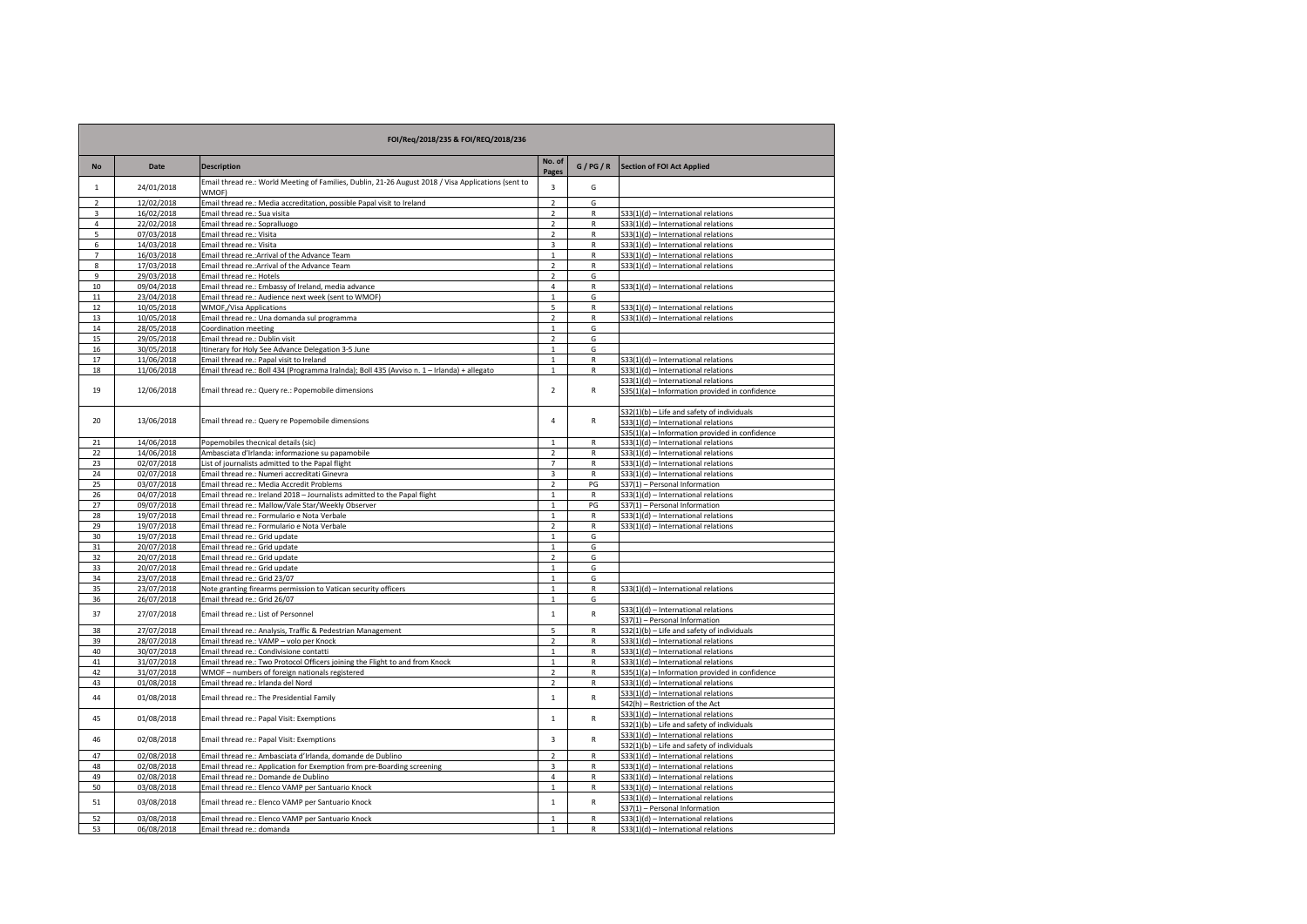| FOI/Req/2018/235 & FOI/REQ/2018/236 | | | | | |
|---|---|---|---|---|---|
| **No** | **Date** | **Description** | **No. of Pages** | **G / PG / R** | **Section of FOI Act Applied** |
| 1 | 24/01/2018 | Email thread re.: World Meeting of Families, Dublin, 21-26 August 2018 / Visa Applications (sent to WMOF) | 3 | G | |
| 2 | 12/02/2018 | Email thread re.: Media accreditation, possible Papal visit to Ireland | 2 | G | |
| 3 | 16/02/2018 | Email thread re.: Sua visita | 2 | R | S33(1)(d) – International relations |
| 4 | 22/02/2018 | Email thread re.: Sopralluogo | 2 | R | S33(1)(d) – International relations |
| 5 | 07/03/2018 | Email thread re.: Visita | 2 | R | S33(1)(d) – International relations |
| 6 | 14/03/2018 | Email thread re.: Visita | 3 | R | S33(1)(d) – International relations |
| 7 | 16/03/2018 | Email thread re.:Arrival of the Advance Team | 1 | R | S33(1)(d) – International relations |
| 8 | 17/03/2018 | Email thread re.:Arrival of the Advance Team | 2 | R | S33(1)(d) – International relations |
| 9 | 29/03/2018 | Email thread re.: Hotels | 2 | G | |
| 10 | 09/04/2018 | Email thread re.: Embassy of Ireland, media advance | 4 | R | S33(1)(d) – International relations |
| 11 | 23/04/2018 | Email thread re.: Audience next week (sent to WMOF) | 1 | G | |
| 12 | 10/05/2018 | WMOF,/Visa Applications | 5 | R | S33(1)(d) – International relations |
| 13 | 10/05/2018 | Email thread re.: Una domanda sul programma | 2 | R | S33(1)(d) – International relations |
| 14 | 28/05/2018 | Coordination meeting | 1 | G | |
| 15 | 29/05/2018 | Email thread re.: Dublin visit | 2 | G | |
| 16 | 30/05/2018 | Itinerary for Holy See Advance Delegation 3-5 June | 1 | G | |
| 17 | 11/06/2018 | Email thread re.: Papal visit to Ireland | 1 | R | S33(1)(d) – International relations |
| 18 | 11/06/2018 | Email thread re.: Boll 434 (Programma Iralnda); Boll 435 (Avviso n. 1 – Irlanda) + allegato | 1 | R | S33(1)(d) – International relations |
| 19 | 12/06/2018 | Email thread re.: Query re.: Popemobile dimensions | 2 | R | S33(1)(d) – International relations<br>S35(1)(a) – Information provided in confidence |
| 20 | 13/06/2018 | Email thread re.: Query re Popemobile dimensions | 4 | R | S32(1)(b) – Life and safety of individuals<br>S33(1)(d) – International relations<br>S35(1)(a) – Information provided in confidence |
| 21 | 14/06/2018 | Popemobiles thecnical details (sic) | 1 | R | S33(1)(d) – International relations |
| 22 | 14/06/2018 | Ambasciata d'Irlanda: informazione su papamobile | 2 | R | S33(1)(d) – International relations |
| 23 | 02/07/2018 | List of journalists admitted to the Papal flight | 7 | R | S33(1)(d) – International relations |
| 24 | 02/07/2018 | Email thread re.: Numeri accreditati Ginevra | 3 | R | S33(1)(d) – International relations |
| 25 | 03/07/2018 | Email thread re.: Media Accredit Problems | 2 | PG | S37(1) – Personal Information |
| 26 | 04/07/2018 | Email thread re.: Ireland 2018 – Journalists admitted to the Papal flight | 1 | R | S33(1)(d) – International relations |
| 27 | 09/07/2018 | Email thread re.: Mallow/Vale Star/Weekly Observer | 1 | PG | S37(1) – Personal Information |
| 28 | 19/07/2018 | Email thread re.: Formulario e Nota Verbale | 1 | R | S33(1)(d) – International relations |
| 29 | 19/07/2018 | Email thread re.: Formulario e Nota Verbale | 2 | R | S33(1)(d) – International relations |
| 30 | 19/07/2018 | Email thread re.: Grid update | 1 | G | |
| 31 | 20/07/2018 | Email thread re.: Grid update | 1 | G | |
| 32 | 20/07/2018 | Email thread re.: Grid update | 2 | G | |
| 33 | 20/07/2018 | Email thread re.: Grid update | 1 | G | |
| 34 | 23/07/2018 | Email thread re.: Grid 23/07 | 1 | G | |
| 35 | 23/07/2018 | Note granting firearms permission to Vatican security officers | 1 | R | S33(1)(d) – International relations |
| 36 | 26/07/2018 | Email thread re.: Grid 26/07 | 1 | G | |
| 37 | 27/07/2018 | Email thread re.: List of Personnel | 1 | R | S33(1)(d) – International relations<br>S37(1) – Personal Information |
| 38 | 27/07/2018 | Email thread re.: Analysis, Traffic & Pedestrian Management | 5 | R | S32(1)(b) – Life and safety of individuals |
| 39 | 28/07/2018 | Email thread re.: VAMP – volo per Knock | 2 | R | S33(1)(d) – International relations |
| 40 | 30/07/2018 | Email thread re.: Condivisione contatti | 1 | R | S33(1)(d) – International relations |
| 41 | 31/07/2018 | Email thread re.: Two Protocol Officers joining the Flight to and from Knock | 1 | R | S33(1)(d) – International relations |
| 42 | 31/07/2018 | WMOF – numbers of foreign nationals registered | 2 | R | S35(1)(a) – Information provided in confidence |
| 43 | 01/08/2018 | Email thread re.: Irlanda del Nord | 2 | R | S33(1)(d) – International relations |
| 44 | 01/08/2018 | Email thread re.: The Presidential Family | 1 | R | S33(1)(d) – International relations<br>S42(h) – Restriction of the Act |
| 45 | 01/08/2018 | Email thread re.: Papal Visit: Exemptions | 1 | R | S33(1)(d) – International relations<br>S32(1)(b) – Life and safety of individuals |
| 46 | 02/08/2018 | Email thread re.: Papal Visit: Exemptions | 3 | R | S33(1)(d) – International relations<br>S32(1)(b) – Life and safety of individuals |
| 47 | 02/08/2018 | Email thread re.: Ambasciata d'Irlanda, domande de Dublino | 2 | R | S33(1)(d) – International relations |
| 48 | 02/08/2018 | Email thread re.: Application for Exemption from pre-Boarding screening | 3 | R | S33(1)(d) – International relations |
| 49 | 02/08/2018 | Email thread re.: Domande de Dublino | 4 | R | S33(1)(d) – International relations |
| 50 | 03/08/2018 | Email thread re.: Elenco VAMP per Santuario Knock | 1 | R | S33(1)(d) – International relations |
| 51 | 03/08/2018 | Email thread re.: Elenco VAMP per Santuario Knock | 1 | R | S33(1)(d) – International relations<br>S37(1) – Personal Information |
| 52 | 03/08/2018 | Email thread re.: Elenco VAMP per Santuario Knock | 1 | R | S33(1)(d) – International relations |
| 53 | 06/08/2018 | Email thread re.: domanda | 1 | R | S33(1)(d) – International relations |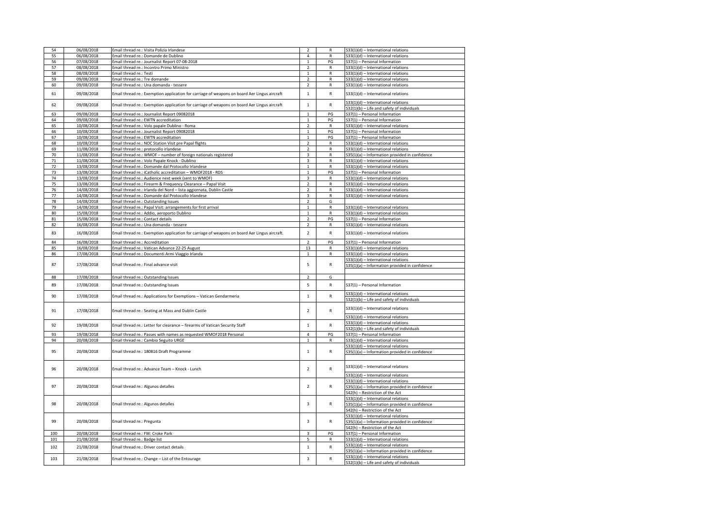| | | | | | |
|---|---|---|---|---|---|
| 54 | 06/08/2018 | Email thread re.: Visita Polizia Irlandese | 2 | R | S33(1)(d) – International relations |
| 55 | 06/08/2018 | Email thread re.: Domande de Dublino | 4 | R | S33(1)(d) – International relations |
| 56 | 07/08/2018 | Email thread re.: Journalist Report 07-08-2018 | 1 | PG | S37(1) – Personal Information |
| 57 | 08/08/2018 | Email thread re.: Incontro Primo Ministro | 2 | R | S33(1)(d) – International relations |
| 58 | 08/08/2018 | Email thread re.: Testi | 1 | R | S33(1)(d) – International relations |
| 59 | 09/08/2018 | Email thread re.: Tre domande | 2 | R | S33(1)(d) – International relations |
| 60 | 09/08/2018 | Email thread re.: Una domanda - tessere | 2 | R | S33(1)(d) – International relations |
| 61 | 09/08/2018 | Email thread re.: Exemption application for carriage of weapons on board Aer Lingus aircraft | 1 | R | S33(1)(d) – International relations |
| 62 | 09/08/2018 | Email thread re.: Exemption application for carriage of weapons on board Aer Lingus aircraft | 1 | R | S33(1)(d) – International relations<br>S32(1)(b) – Life and safety of individuals |
| 63 | 09/08/2018 | Email thread re.: Journalist Report 09082018 | 1 | PG | S37(1) – Personal Information |
| 64 | 09/08/2018 | Email thread re.: EWTN accreditation | 1 | PG | S37(1) – Personal Information |
| 65 | 10/08/2018 | Email thread re.: Volo papale Dublino - Roma | 2 | R | S33(1)(d) – International relations |
| 66 | 10/08/2018 | Email thread re.: Journalist Report 09082018 | 1 | PG | S37(1) – Personal Information |
| 67 | 10/08/2018 | Email thread re.: EWTN accreditation | 1 | PG | S37(1) – Personal Information |
| 68 | 10/08/2018 | Email thread re.: NOC Station Visit pre Papal flights | 2 | R | S33(1)(d) – International relations |
| 69 | 11/08/2018 | Email thread re.: protocollo irlandese | 2 | R | S33(1)(d) – International relations |
| 70 | 11/08/2018 | Email thread re.: WMOF – number of foreign nationals registered | 3 | R | S35(1)(a) – Information provided in confidence |
| 71 | 11/08/2018 | Email thread re.: Volo Papale Knock - Dublino | 3 | R | S33(1)(d) – International relations |
| 72 | 13/08/2018 | Email thread re.: Domande dal Protocollo Irlandese | 1 | R | S33(1)(d) – International relations |
| 73 | 13/08/2018 | Email thread re.: iCatholic accreditation – WMOF2018 - RDS | 1 | PG | S37(1) – Personal Information |
| 74 | 13/08/2018 | Email thread re.: Audience next week (sent to WMOF) | 3 | R | S33(1)(d) – International relations |
| 75 | 13/08/2018 | Email thread re.: Firearm & Frequency Clearance – Papal Visit | 2 | R | S33(1)(d) – International relations |
| 76 | 14/08/2018 | Email thread re.: Irlanda del Nord – lista aggiornata, Dublin Castle | 2 | R | S33(1)(d) – International relations |
| 77 | 14/08/2018 | Email thread re.: Domande dal Protocollo Irlandese | 3 | R | S33(1)(d) – International relations |
| 78 | 14/08/2018 | Email thread re.: Outstanding Issues | 2 | G | |
| 79 | 14/08/2018 | Email thread re.: Papal Visit: arrangements for first arrival | 1 | R | S33(1)(d) – International relations |
| 80 | 15/08/2018 | Email thread re.: Addio, aeroporto Dublino | 1 | R | S33(1)(d) – International relations |
| 81 | 15/08/2018 | Email thread re.: Contact details | 2 | PG | S37(1) – Personal Information |
| 82 | 16/08/2018 | Email thread re.: Una domanda - tessere | 2 | R | S33(1)(d) – International relations |
| 83 | 16/08/2018 | Email thread re.: Exemption application for carriage of weapons on board Aer Lingus aircraft. | 2 | R | S33(1)(d) – International relations |
| 84 | 16/08/2018 | Email thread re.: Accreditation | 2 | PG | S37(1) – Personal Information |
| 85 | 16/08/2018 | Email thread re.: Vatican Advance 22-25 August | 13 | R | S33(1)(d) – International relations |
| 86 | 17/08/2018 | Email thread re.: Documenti Armi Viaggio Irlanda | 1 | R | S33(1)(d) – International relations |
| 87 | 17/08/2018 | Email thread re.: Final advance visit | 5 | R | S33(1)(d) – International relations<br>S35(1)(a) – Information provided in confidence |
| 88 | 17/08/2018 | Email thread re.: Outstanding Issues | 2 | G | |
| 89 | 17/08/2018 | Email thread re.: Outstanding Issues | 5 | R | S37(1) – Personal Information |
| 90 | 17/08/2018 | Email thread re.: Applications for Exemptions – Vatican Gendarmeria | 1 | R | S33(1)(d) – International relations<br>S32(1)(b) – Life and safety of individuals |
| 91 | 17/08/2018 | Email thread re.: Seating at Mass and Dublin Castle | 2 | R | S33(1)(d) – International relations |
| 92 | 19/08/2018 | Email thread re.: Letter for clearance – firearms of Vatican Security Staff | 1 | R | S33(1)(d) – International relations<br>S33(1)(d) – International relations<br>S32(1)(b) – Life and safety of individuals |
| 93 | 19/08/2018 | Email thread re.: Passes with names as requested WMOF2018 Personal | 4 | PG | S37(1) – Personal Information |
| 94 | 20/08/2018 | Email thread re.: Cambio Seguito URGE | 1 | R | S33(1)(d) – International relations |
| 95 | 20/08/2018 | Email thread re.: 180816 Draft Programme | 1 | R | S33(1)(d) – International relations<br>S35(1)(a) – Information provided in confidence |
| 96 | 20/08/2018 | Email thread re.: Advance Team – Knock - Lunch | 2 | R | S33(1)(d) – International relations |
| 97 | 20/08/2018 | Email thread re.: Algunos detalles | 2 | R | S33(1)(d) – International relations<br>S33(1)(d) – International relations<br>S35(1)(a) – Information provided in confidence<br>S42(h) – Restriction of the Act |
| 98 | 20/08/2018 | Email thread re.: Algunos detalles | 3 | R | S33(1)(d) – International relations<br>S35(1)(a) – Information provided in confidence<br>S42(h) – Restriction of the Act |
| 99 | 20/08/2018 | Email thread re.: Pregunta | 3 | R | S33(1)(d) – International relations<br>S35(1)(a) – Information provided in confidence<br>S42(h) – Restriction of the Act |
| 100 | 20/08/2018 | Email thread re.: FW: Croke Park | 3 | PG | S37(1) – Personal Information |
| 101 | 21/08/2018 | Email thread re.: Badge list | 5 | R | S33(1)(d) – International relations |
| 102 | 21/08/2018 | Email thread re.: Driver contact details | 1 | R | S33(1)(d) – International relations<br>S35(1)(a) – Information provided in confidence |
| 103 | 21/08/2018 | Email thread re.: Change – List of the Entourage | 3 | R | S33(1)(d) – International relations<br>S32(1)(b) – Life and safety of individuals |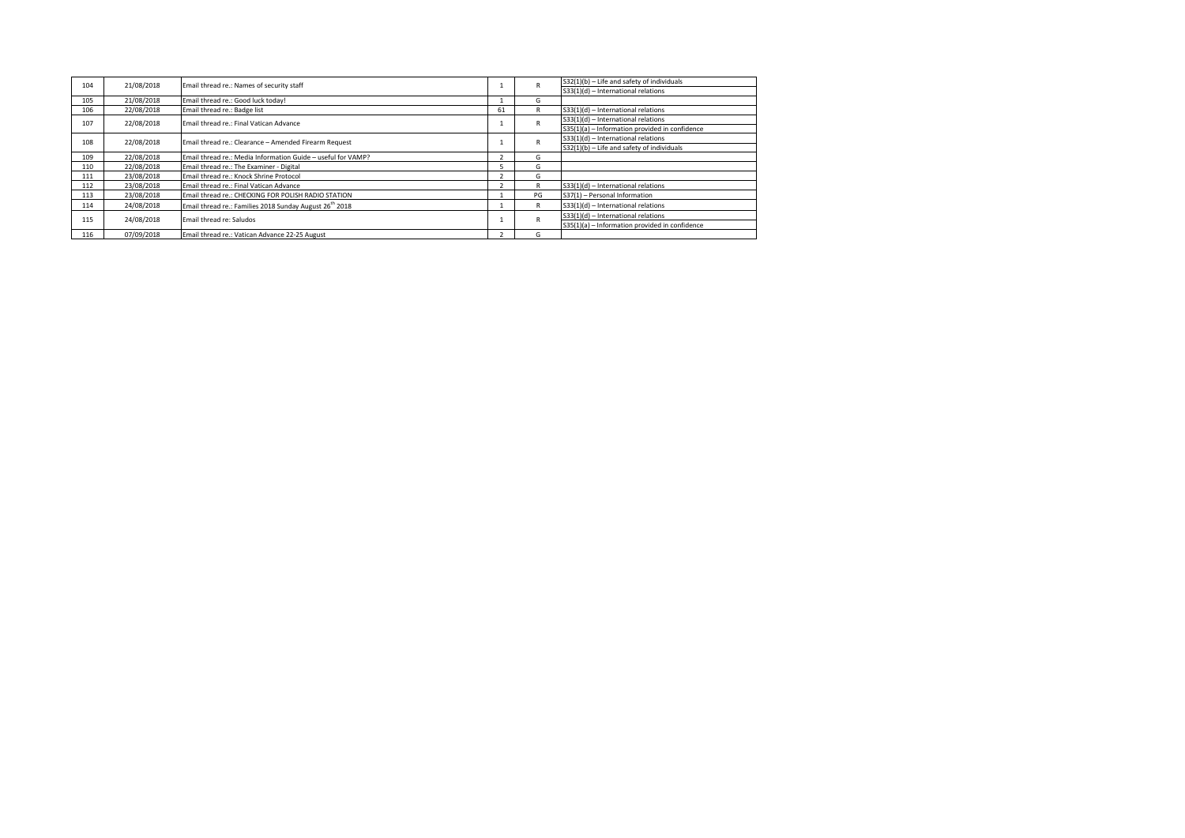| | | | | | |
|---|---|---|---|---|---|
| 104 | 21/08/2018 | Email thread re.: Names of security staff | 1 | R | S32(1)(b) – Life and safety of individuals<br>S33(1)(d) – International relations |
| 105 | 21/08/2018 | Email thread re.: Good luck today! | 1 | G | |
| 106 | 22/08/2018 | Email thread re.: Badge list | 61 | R | S33(1)(d) – International relations |
| 107 | 22/08/2018 | Email thread re.: Final Vatican Advance | 1 | R | S33(1)(d) – International relations<br>S35(1)(a) – Information provided in confidence |
| 108 | 22/08/2018 | Email thread re.: Clearance – Amended Firearm Request | 1 | R | S33(1)(d) – International relations<br>S32(1)(b) – Life and safety of individuals |
| 109 | 22/08/2018 | Email thread re.: Media Information Guide – useful for VAMP? | 2 | G | |
| 110 | 22/08/2018 | Email thread re.: The Examiner - Digital | 5 | G | |
| 111 | 23/08/2018 | Email thread re.: Knock Shrine Protocol | 2 | G | |
| 112 | 23/08/2018 | Email thread re.: Final Vatican Advance | 2 | R | S33(1)(d) – International relations |
| 113 | 23/08/2018 | Email thread re.: CHECKING FOR POLISH RADIO STATION | 1 | PG | S37(1) – Personal Information |
| 114 | 24/08/2018 | Email thread re.: Families 2018 Sunday August 26th 2018 | 1 | R | S33(1)(d) – International relations |
| 115 | 24/08/2018 | Email thread re: Saludos | 1 | R | S33(1)(d) – International relations<br>S35(1)(a) – Information provided in confidence |
| 116 | 07/09/2018 | Email thread re.: Vatican Advance 22-25 August | 2 | G | |